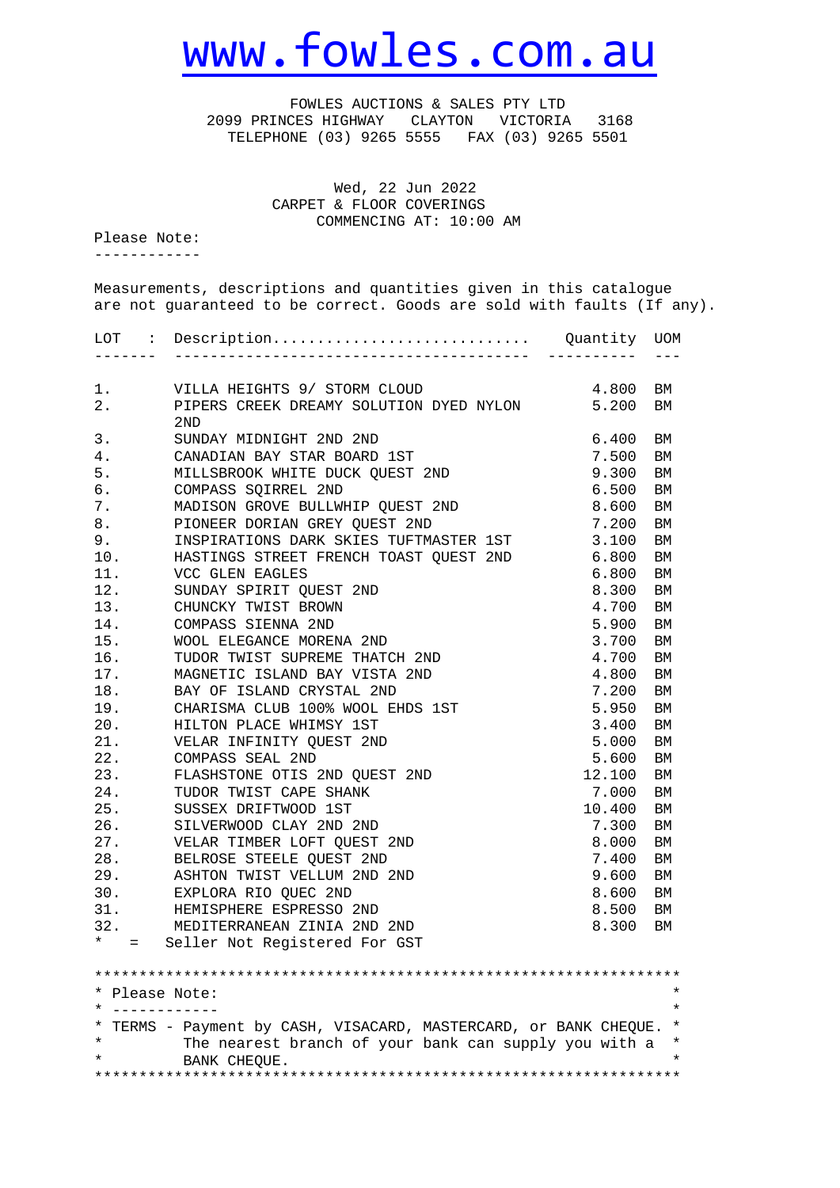# www.fowles.com.au

FOWLES AUCTIONS & SALES PTY LTD
2099 PRINCES HIGHWAY CLAYTON VICTORIA 3168
TELEPHONE (03) 9265 5555 FAX (03) 9265 5501

Wed, 22 Jun 2022
CARPET & FLOOR COVERINGS
COMMENCING AT: 10:00 AM

Please Note:

Measurements, descriptions and quantities given in this catalogue are not guaranteed to be correct. Goods are sold with faults (If any).

| LOT | Description | Quantity | UOM |
|---|---|---|---|
| 1. | VILLA HEIGHTS 9/ STORM CLOUD | 4.800 | BM |
| 2. | PIPERS CREEK DREAMY SOLUTION DYED NYLON 2ND | 5.200 | BM |
| 3. | SUNDAY MIDNIGHT 2ND 2ND | 6.400 | BM |
| 4. | CANADIAN BAY STAR BOARD 1ST | 7.500 | BM |
| 5. | MILLSBROOK WHITE DUCK QUEST 2ND | 9.300 | BM |
| 6. | COMPASS SQIRREL 2ND | 6.500 | BM |
| 7. | MADISON GROVE BULLWHIP QUEST 2ND | 8.600 | BM |
| 8. | PIONEER DORIAN GREY QUEST 2ND | 7.200 | BM |
| 9. | INSPIRATIONS DARK SKIES TUFTMASTER 1ST | 3.100 | BM |
| 10. | HASTINGS STREET FRENCH TOAST QUEST 2ND | 6.800 | BM |
| 11. | VCC GLEN EAGLES | 6.800 | BM |
| 12. | SUNDAY SPIRIT QUEST 2ND | 8.300 | BM |
| 13. | CHUNCKY TWIST BROWN | 4.700 | BM |
| 14. | COMPASS SIENNA 2ND | 5.900 | BM |
| 15. | WOOL ELEGANCE MORENA 2ND | 3.700 | BM |
| 16. | TUDOR TWIST SUPREME THATCH 2ND | 4.700 | BM |
| 17. | MAGNETIC ISLAND BAY VISTA 2ND | 4.800 | BM |
| 18. | BAY OF ISLAND CRYSTAL 2ND | 7.200 | BM |
| 19. | CHARISMA CLUB 100% WOOL EHDS 1ST | 5.950 | BM |
| 20. | HILTON PLACE WHIMSY 1ST | 3.400 | BM |
| 21. | VELAR INFINITY QUEST 2ND | 5.000 | BM |
| 22. | COMPASS SEAL 2ND | 5.600 | BM |
| 23. | FLASHSTONE OTIS 2ND QUEST 2ND | 12.100 | BM |
| 24. | TUDOR TWIST CAPE SHANK | 7.000 | BM |
| 25. | SUSSEX DRIFTWOOD 1ST | 10.400 | BM |
| 26. | SILVERWOOD CLAY 2ND 2ND | 7.300 | BM |
| 27. | VELAR TIMBER LOFT QUEST 2ND | 8.000 | BM |
| 28. | BELROSE STEELE QUEST 2ND | 7.400 | BM |
| 29. | ASHTON TWIST VELLUM 2ND 2ND | 9.600 | BM |
| 30. | EXPLORA RIO QUEC 2ND | 8.600 | BM |
| 31. | HEMISPHERE ESPRESSO 2ND | 8.500 | BM |
| 32. | MEDITERRANEAN ZINIA 2ND 2ND | 8.300 | BM |

* = Seller Not Registered For GST

**Please Note:**

TERMS - Payment by CASH, VISACARD, MASTERCARD, or BANK CHEQUE. The nearest branch of your bank can supply you with a BANK CHEQUE.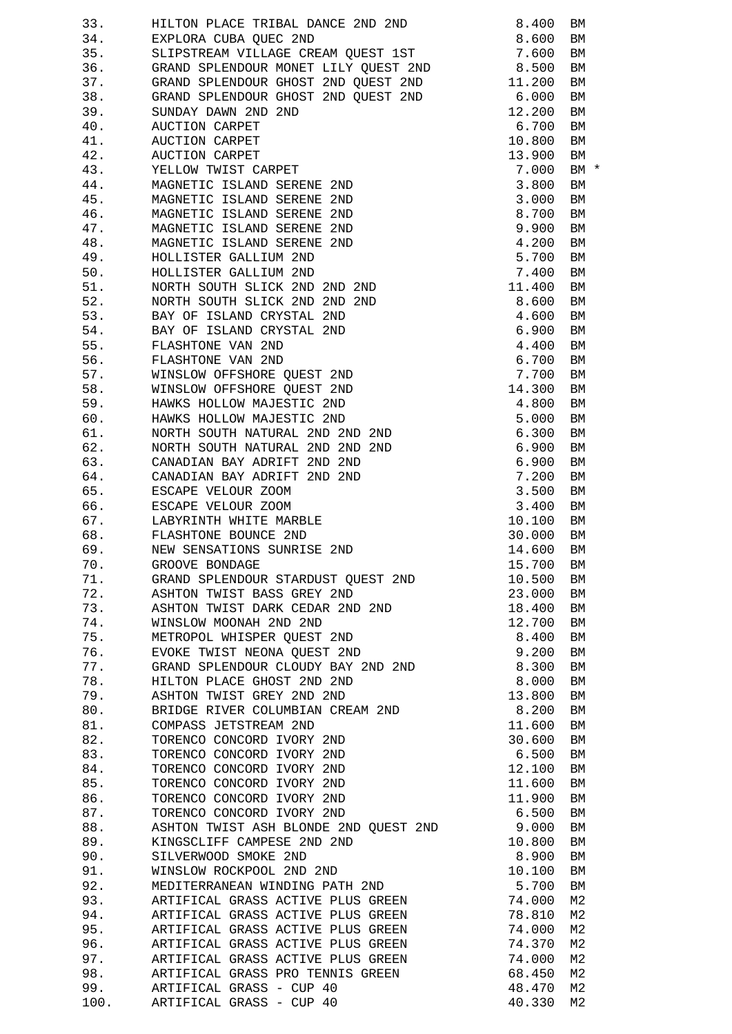| | | | |
|---|---|---|---|
| 33. | HILTON PLACE TRIBAL DANCE 2ND 2ND | 8.400 | BM |
| 34. | EXPLORA CUBA QUEC 2ND | 8.600 | BM |
| 35. | SLIPSTREAM VILLAGE CREAM QUEST 1ST | 7.600 | BM |
| 36. | GRAND SPLENDOUR MONET LILY QUEST 2ND | 8.500 | BM |
| 37. | GRAND SPLENDOUR GHOST 2ND QUEST 2ND | 11.200 | BM |
| 38. | GRAND SPLENDOUR GHOST 2ND QUEST 2ND | 6.000 | BM |
| 39. | SUNDAY DAWN 2ND 2ND | 12.200 | BM |
| 40. | AUCTION CARPET | 6.700 | BM |
| 41. | AUCTION CARPET | 10.800 | BM |
| 42. | AUCTION CARPET | 13.900 | BM |
| 43. | YELLOW TWIST CARPET | 7.000 | BM * |
| 44. | MAGNETIC ISLAND SERENE 2ND | 3.800 | BM |
| 45. | MAGNETIC ISLAND SERENE 2ND | 3.000 | BM |
| 46. | MAGNETIC ISLAND SERENE 2ND | 8.700 | BM |
| 47. | MAGNETIC ISLAND SERENE 2ND | 9.900 | BM |
| 48. | MAGNETIC ISLAND SERENE 2ND | 4.200 | BM |
| 49. | HOLLISTER GALLIUM 2ND | 5.700 | BM |
| 50. | HOLLISTER GALLIUM 2ND | 7.400 | BM |
| 51. | NORTH SOUTH SLICK 2ND 2ND 2ND | 11.400 | BM |
| 52. | NORTH SOUTH SLICK 2ND 2ND 2ND | 8.600 | BM |
| 53. | BAY OF ISLAND CRYSTAL 2ND | 4.600 | BM |
| 54. | BAY OF ISLAND CRYSTAL 2ND | 6.900 | BM |
| 55. | FLASHTONE VAN 2ND | 4.400 | BM |
| 56. | FLASHTONE VAN 2ND | 6.700 | BM |
| 57. | WINSLOW OFFSHORE QUEST 2ND | 7.700 | BM |
| 58. | WINSLOW OFFSHORE QUEST 2ND | 14.300 | BM |
| 59. | HAWKS HOLLOW MAJESTIC 2ND | 4.800 | BM |
| 60. | HAWKS HOLLOW MAJESTIC 2ND | 5.000 | BM |
| 61. | NORTH SOUTH NATURAL 2ND 2ND 2ND | 6.300 | BM |
| 62. | NORTH SOUTH NATURAL 2ND 2ND 2ND | 6.900 | BM |
| 63. | CANADIAN BAY ADRIFT 2ND 2ND | 6.900 | BM |
| 64. | CANADIAN BAY ADRIFT 2ND 2ND | 7.200 | BM |
| 65. | ESCAPE VELOUR ZOOM | 3.500 | BM |
| 66. | ESCAPE VELOUR ZOOM | 3.400 | BM |
| 67. | LABYRINTH WHITE MARBLE | 10.100 | BM |
| 68. | FLASHTONE BOUNCE 2ND | 30.000 | BM |
| 69. | NEW SENSATIONS SUNRISE 2ND | 14.600 | BM |
| 70. | GROOVE BONDAGE | 15.700 | BM |
| 71. | GRAND SPLENDOUR STARDUST QUEST 2ND | 10.500 | BM |
| 72. | ASHTON TWIST BASS GREY 2ND | 23.000 | BM |
| 73. | ASHTON TWIST DARK CEDAR 2ND 2ND | 18.400 | BM |
| 74. | WINSLOW MOONAH 2ND 2ND | 12.700 | BM |
| 75. | METROPOL WHISPER QUEST 2ND | 8.400 | BM |
| 76. | EVOKE TWIST NEONA QUEST 2ND | 9.200 | BM |
| 77. | GRAND SPLENDOUR CLOUDY BAY 2ND 2ND | 8.300 | BM |
| 78. | HILTON PLACE GHOST 2ND 2ND | 8.000 | BM |
| 79. | ASHTON TWIST GREY 2ND 2ND | 13.800 | BM |
| 80. | BRIDGE RIVER COLUMBIAN CREAM 2ND | 8.200 | BM |
| 81. | COMPASS JETSTREAM 2ND | 11.600 | BM |
| 82. | TORENCO CONCORD IVORY 2ND | 30.600 | BM |
| 83. | TORENCO CONCORD IVORY 2ND | 6.500 | BM |
| 84. | TORENCO CONCORD IVORY 2ND | 12.100 | BM |
| 85. | TORENCO CONCORD IVORY 2ND | 11.600 | BM |
| 86. | TORENCO CONCORD IVORY 2ND | 11.900 | BM |
| 87. | TORENCO CONCORD IVORY 2ND | 6.500 | BM |
| 88. | ASHTON TWIST ASH BLONDE 2ND QUEST 2ND | 9.000 | BM |
| 89. | KINGSCLIFF CAMPESE 2ND 2ND | 10.800 | BM |
| 90. | SILVERWOOD SMOKE 2ND | 8.900 | BM |
| 91. | WINSLOW ROCKPOOL 2ND 2ND | 10.100 | BM |
| 92. | MEDITERRANEAN WINDING PATH 2ND | 5.700 | BM |
| 93. | ARTIFICAL GRASS ACTIVE PLUS GREEN | 74.000 | M2 |
| 94. | ARTIFICAL GRASS ACTIVE PLUS GREEN | 78.810 | M2 |
| 95. | ARTIFICAL GRASS ACTIVE PLUS GREEN | 74.000 | M2 |
| 96. | ARTIFICAL GRASS ACTIVE PLUS GREEN | 74.370 | M2 |
| 97. | ARTIFICAL GRASS ACTIVE PLUS GREEN | 74.000 | M2 |
| 98. | ARTIFICAL GRASS PRO TENNIS GREEN | 68.450 | M2 |
| 99. | ARTIFICAL GRASS - CUP 40 | 48.470 | M2 |
| 100. | ARTIFICAL GRASS - CUP 40 | 40.330 | M2 |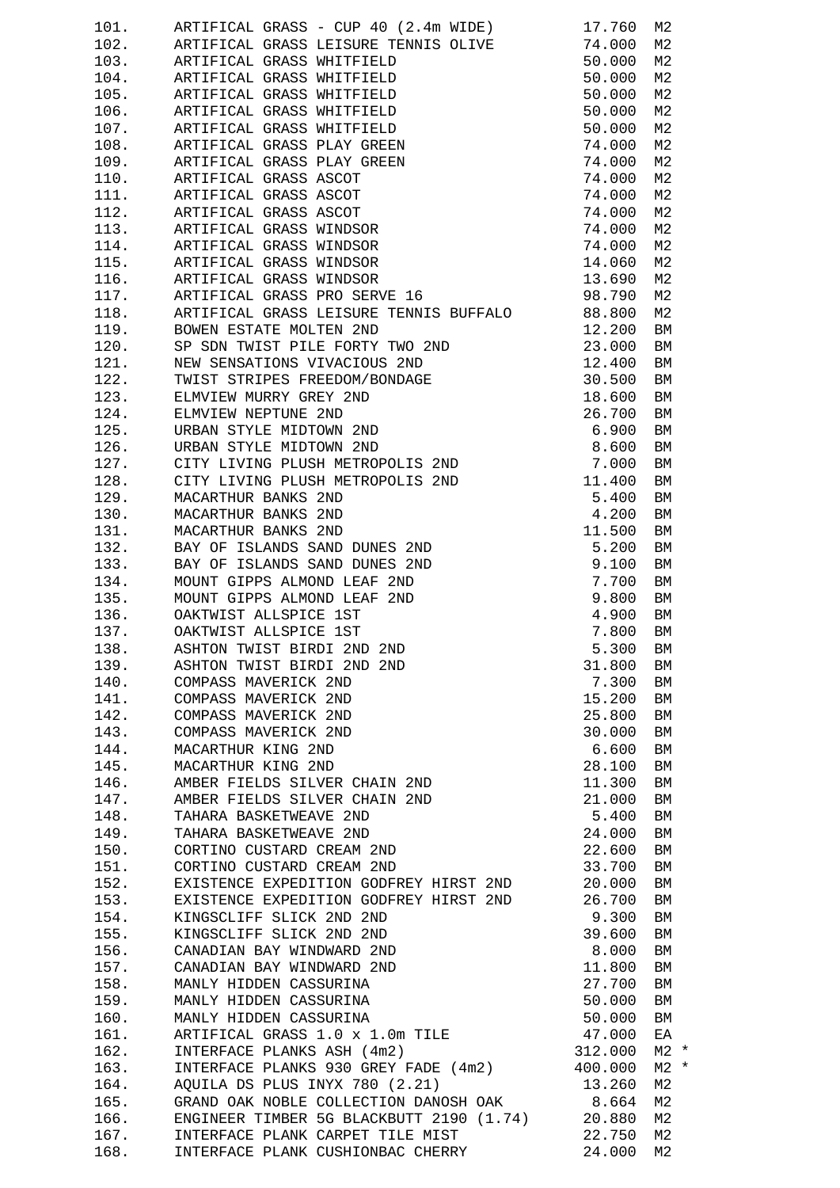| | | | | |
|---|---|---|---|---|
| 101. | ARTIFICAL GRASS - CUP 40 (2.4m WIDE) | 17.760 | M2 | |
| 102. | ARTIFICAL GRASS LEISURE TENNIS OLIVE | 74.000 | M2 | |
| 103. | ARTIFICAL GRASS WHITFIELD | 50.000 | M2 | |
| 104. | ARTIFICAL GRASS WHITFIELD | 50.000 | M2 | |
| 105. | ARTIFICAL GRASS WHITFIELD | 50.000 | M2 | |
| 106. | ARTIFICAL GRASS WHITFIELD | 50.000 | M2 | |
| 107. | ARTIFICAL GRASS WHITFIELD | 50.000 | M2 | |
| 108. | ARTIFICAL GRASS PLAY GREEN | 74.000 | M2 | |
| 109. | ARTIFICAL GRASS PLAY GREEN | 74.000 | M2 | |
| 110. | ARTIFICAL GRASS ASCOT | 74.000 | M2 | |
| 111. | ARTIFICAL GRASS ASCOT | 74.000 | M2 | |
| 112. | ARTIFICAL GRASS ASCOT | 74.000 | M2 | |
| 113. | ARTIFICAL GRASS WINDSOR | 74.000 | M2 | |
| 114. | ARTIFICAL GRASS WINDSOR | 74.000 | M2 | |
| 115. | ARTIFICAL GRASS WINDSOR | 14.060 | M2 | |
| 116. | ARTIFICAL GRASS WINDSOR | 13.690 | M2 | |
| 117. | ARTIFICAL GRASS PRO SERVE 16 | 98.790 | M2 | |
| 118. | ARTIFICAL GRASS LEISURE TENNIS BUFFALO | 88.800 | M2 | |
| 119. | BOWEN ESTATE MOLTEN 2ND | 12.200 | BM | |
| 120. | SP SDN TWIST PILE FORTY TWO 2ND | 23.000 | BM | |
| 121. | NEW SENSATIONS VIVACIOUS 2ND | 12.400 | BM | |
| 122. | TWIST STRIPES FREEDOM/BONDAGE | 30.500 | BM | |
| 123. | ELMVIEW MURRY GREY 2ND | 18.600 | BM | |
| 124. | ELMVIEW NEPTUNE 2ND | 26.700 | BM | |
| 125. | URBAN STYLE MIDTOWN 2ND | 6.900 | BM | |
| 126. | URBAN STYLE MIDTOWN 2ND | 8.600 | BM | |
| 127. | CITY LIVING PLUSH METROPOLIS 2ND | 7.000 | BM | |
| 128. | CITY LIVING PLUSH METROPOLIS 2ND | 11.400 | BM | |
| 129. | MACARTHUR BANKS 2ND | 5.400 | BM | |
| 130. | MACARTHUR BANKS 2ND | 4.200 | BM | |
| 131. | MACARTHUR BANKS 2ND | 11.500 | BM | |
| 132. | BAY OF ISLANDS SAND DUNES 2ND | 5.200 | BM | |
| 133. | BAY OF ISLANDS SAND DUNES 2ND | 9.100 | BM | |
| 134. | MOUNT GIPPS ALMOND LEAF 2ND | 7.700 | BM | |
| 135. | MOUNT GIPPS ALMOND LEAF 2ND | 9.800 | BM | |
| 136. | OAKTWIST ALLSPICE 1ST | 4.900 | BM | |
| 137. | OAKTWIST ALLSPICE 1ST | 7.800 | BM | |
| 138. | ASHTON TWIST BIRDI 2ND 2ND | 5.300 | BM | |
| 139. | ASHTON TWIST BIRDI 2ND 2ND | 31.800 | BM | |
| 140. | COMPASS MAVERICK 2ND | 7.300 | BM | |
| 141. | COMPASS MAVERICK 2ND | 15.200 | BM | |
| 142. | COMPASS MAVERICK 2ND | 25.800 | BM | |
| 143. | COMPASS MAVERICK 2ND | 30.000 | BM | |
| 144. | MACARTHUR KING 2ND | 6.600 | BM | |
| 145. | MACARTHUR KING 2ND | 28.100 | BM | |
| 146. | AMBER FIELDS SILVER CHAIN 2ND | 11.300 | BM | |
| 147. | AMBER FIELDS SILVER CHAIN 2ND | 21.000 | BM | |
| 148. | TAHARA BASKETWEAVE 2ND | 5.400 | BM | |
| 149. | TAHARA BASKETWEAVE 2ND | 24.000 | BM | |
| 150. | CORTINO CUSTARD CREAM 2ND | 22.600 | BM | |
| 151. | CORTINO CUSTARD CREAM 2ND | 33.700 | BM | |
| 152. | EXISTENCE EXPEDITION GODFREY HIRST 2ND | 20.000 | BM | |
| 153. | EXISTENCE EXPEDITION GODFREY HIRST 2ND | 26.700 | BM | |
| 154. | KINGSCLIFF SLICK 2ND 2ND | 9.300 | BM | |
| 155. | KINGSCLIFF SLICK 2ND 2ND | 39.600 | BM | |
| 156. | CANADIAN BAY WINDWARD 2ND | 8.000 | BM | |
| 157. | CANADIAN BAY WINDWARD 2ND | 11.800 | BM | |
| 158. | MANLY HIDDEN CASSURINA | 27.700 | BM | |
| 159. | MANLY HIDDEN CASSURINA | 50.000 | BM | |
| 160. | MANLY HIDDEN CASSURINA | 50.000 | BM | |
| 161. | ARTIFICAL GRASS 1.0 x 1.0m TILE | 47.000 | EA | |
| 162. | INTERFACE PLANKS ASH (4m2) | 312.000 | M2 | * |
| 163. | INTERFACE PLANKS 930 GREY FADE (4m2) | 400.000 | M2 | * |
| 164. | AQUILA DS PLUS INYX 780 (2.21) | 13.260 | M2 | |
| 165. | GRAND OAK NOBLE COLLECTION DANOSH OAK | 8.664 | M2 | |
| 166. | ENGINEER TIMBER 5G BLACKBUTT 2190 (1.74) | 20.880 | M2 | |
| 167. | INTERFACE PLANK CARPET TILE MIST | 22.750 | M2 | |
| 168. | INTERFACE PLANK CUSHIONBAC CHERRY | 24.000 | M2 | |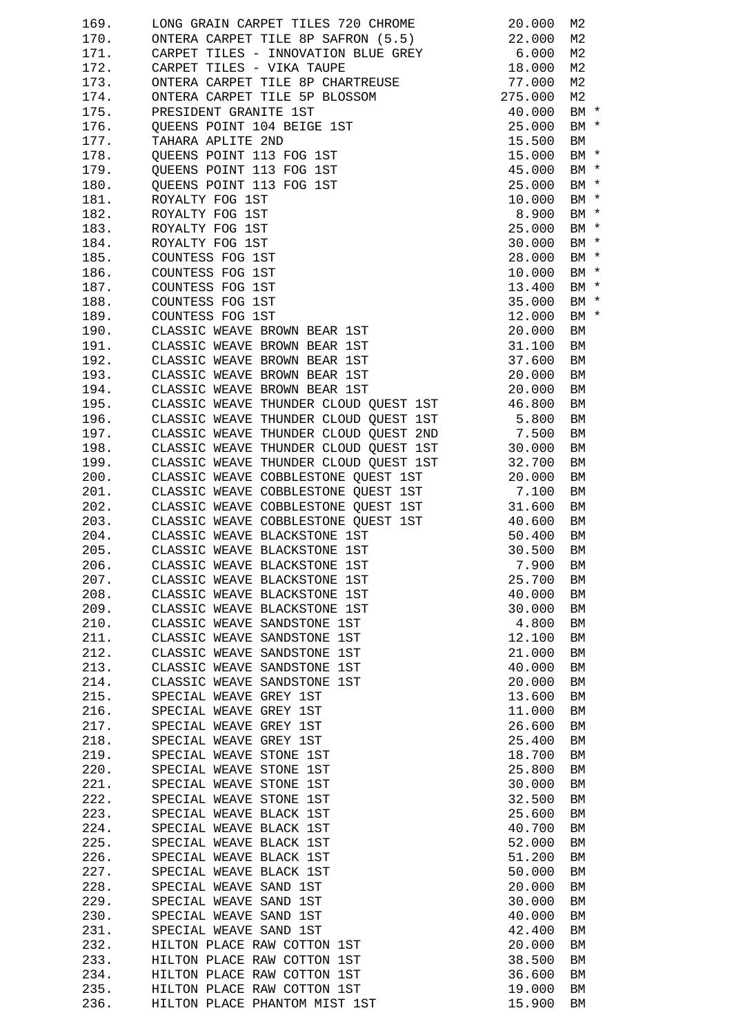| | | | | |
|---|---|---|---|---|
| 169. | LONG GRAIN CARPET TILES 720 CHROME | 20.000 | M2 | |
| 170. | ONTERA CARPET TILE 8P SAFRON (5.5) | 22.000 | M2 | |
| 171. | CARPET TILES - INNOVATION BLUE GREY | 6.000 | M2 | |
| 172. | CARPET TILES - VIKA TAUPE | 18.000 | M2 | |
| 173. | ONTERA CARPET TILE 8P CHARTREUSE | 77.000 | M2 | |
| 174. | ONTERA CARPET TILE 5P BLOSSOM | 275.000 | M2 | |
| 175. | PRESIDENT GRANITE 1ST | 40.000 | BM | * |
| 176. | QUEENS POINT 104 BEIGE 1ST | 25.000 | BM | * |
| 177. | TAHARA APLITE 2ND | 15.500 | BM | |
| 178. | QUEENS POINT 113 FOG 1ST | 15.000 | BM | * |
| 179. | QUEENS POINT 113 FOG 1ST | 45.000 | BM | * |
| 180. | QUEENS POINT 113 FOG 1ST | 25.000 | BM | * |
| 181. | ROYALTY FOG 1ST | 10.000 | BM | * |
| 182. | ROYALTY FOG 1ST | 8.900 | BM | * |
| 183. | ROYALTY FOG 1ST | 25.000 | BM | * |
| 184. | ROYALTY FOG 1ST | 30.000 | BM | * |
| 185. | COUNTESS FOG 1ST | 28.000 | BM | * |
| 186. | COUNTESS FOG 1ST | 10.000 | BM | * |
| 187. | COUNTESS FOG 1ST | 13.400 | BM | * |
| 188. | COUNTESS FOG 1ST | 35.000 | BM | * |
| 189. | COUNTESS FOG 1ST | 12.000 | BM | * |
| 190. | CLASSIC WEAVE BROWN BEAR 1ST | 20.000 | BM | |
| 191. | CLASSIC WEAVE BROWN BEAR 1ST | 31.100 | BM | |
| 192. | CLASSIC WEAVE BROWN BEAR 1ST | 37.600 | BM | |
| 193. | CLASSIC WEAVE BROWN BEAR 1ST | 20.000 | BM | |
| 194. | CLASSIC WEAVE BROWN BEAR 1ST | 20.000 | BM | |
| 195. | CLASSIC WEAVE THUNDER CLOUD QUEST 1ST | 46.800 | BM | |
| 196. | CLASSIC WEAVE THUNDER CLOUD QUEST 1ST | 5.800 | BM | |
| 197. | CLASSIC WEAVE THUNDER CLOUD QUEST 2ND | 7.500 | BM | |
| 198. | CLASSIC WEAVE THUNDER CLOUD QUEST 1ST | 30.000 | BM | |
| 199. | CLASSIC WEAVE THUNDER CLOUD QUEST 1ST | 32.700 | BM | |
| 200. | CLASSIC WEAVE COBBLESTONE QUEST 1ST | 20.000 | BM | |
| 201. | CLASSIC WEAVE COBBLESTONE QUEST 1ST | 7.100 | BM | |
| 202. | CLASSIC WEAVE COBBLESTONE QUEST 1ST | 31.600 | BM | |
| 203. | CLASSIC WEAVE COBBLESTONE QUEST 1ST | 40.600 | BM | |
| 204. | CLASSIC WEAVE BLACKSTONE 1ST | 50.400 | BM | |
| 205. | CLASSIC WEAVE BLACKSTONE 1ST | 30.500 | BM | |
| 206. | CLASSIC WEAVE BLACKSTONE 1ST | 7.900 | BM | |
| 207. | CLASSIC WEAVE BLACKSTONE 1ST | 25.700 | BM | |
| 208. | CLASSIC WEAVE BLACKSTONE 1ST | 40.000 | BM | |
| 209. | CLASSIC WEAVE BLACKSTONE 1ST | 30.000 | BM | |
| 210. | CLASSIC WEAVE SANDSTONE 1ST | 4.800 | BM | |
| 211. | CLASSIC WEAVE SANDSTONE 1ST | 12.100 | BM | |
| 212. | CLASSIC WEAVE SANDSTONE 1ST | 21.000 | BM | |
| 213. | CLASSIC WEAVE SANDSTONE 1ST | 40.000 | BM | |
| 214. | CLASSIC WEAVE SANDSTONE 1ST | 20.000 | BM | |
| 215. | SPECIAL WEAVE GREY 1ST | 13.600 | BM | |
| 216. | SPECIAL WEAVE GREY 1ST | 11.000 | BM | |
| 217. | SPECIAL WEAVE GREY 1ST | 26.600 | BM | |
| 218. | SPECIAL WEAVE GREY 1ST | 25.400 | BM | |
| 219. | SPECIAL WEAVE STONE 1ST | 18.700 | BM | |
| 220. | SPECIAL WEAVE STONE 1ST | 25.800 | BM | |
| 221. | SPECIAL WEAVE STONE 1ST | 30.000 | BM | |
| 222. | SPECIAL WEAVE STONE 1ST | 32.500 | BM | |
| 223. | SPECIAL WEAVE BLACK 1ST | 25.600 | BM | |
| 224. | SPECIAL WEAVE BLACK 1ST | 40.700 | BM | |
| 225. | SPECIAL WEAVE BLACK 1ST | 52.000 | BM | |
| 226. | SPECIAL WEAVE BLACK 1ST | 51.200 | BM | |
| 227. | SPECIAL WEAVE BLACK 1ST | 50.000 | BM | |
| 228. | SPECIAL WEAVE SAND 1ST | 20.000 | BM | |
| 229. | SPECIAL WEAVE SAND 1ST | 30.000 | BM | |
| 230. | SPECIAL WEAVE SAND 1ST | 40.000 | BM | |
| 231. | SPECIAL WEAVE SAND 1ST | 42.400 | BM | |
| 232. | HILTON PLACE RAW COTTON 1ST | 20.000 | BM | |
| 233. | HILTON PLACE RAW COTTON 1ST | 38.500 | BM | |
| 234. | HILTON PLACE RAW COTTON 1ST | 36.600 | BM | |
| 235. | HILTON PLACE RAW COTTON 1ST | 19.000 | BM | |
| 236. | HILTON PLACE PHANTOM MIST 1ST | 15.900 | BM | |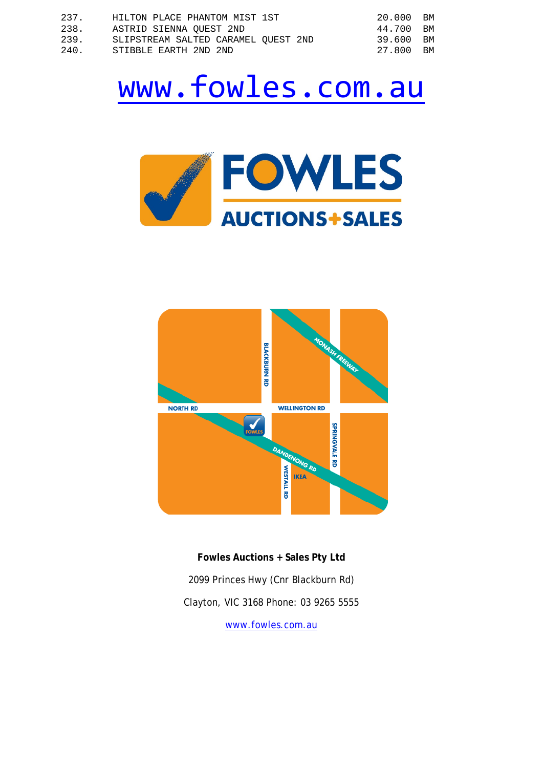| | | | |
|---|---|---|---|
| 237. | HILTON PLACE PHANTOM MIST 1ST | 20.000 | BM |
| 238. | ASTRID SIENNA QUEST 2ND | 44.700 | BM |
| 239. | SLIPSTREAM SALTED CARAMEL QUEST 2ND | 39.600 | BM |
| 240. | STIBBLE EARTH 2ND 2ND | 27.800 | BM |

# www.fowles.com.au

FOWLES
AUCTIONS+SALES

BLACKBURN RD
MONASH FREEWAY
NORTH RD
WELLINGTON RD
FOWLES
SPRINGVALE RD
DANDENONG RD
WESTALL RD
IKEA

**Fowles Auctions + Sales Pty Ltd**

2099 Princes Hwy (Cnr Blackburn Rd)

Clayton, VIC 3168 Phone: 03 9265 5555

www.fowles.com.au